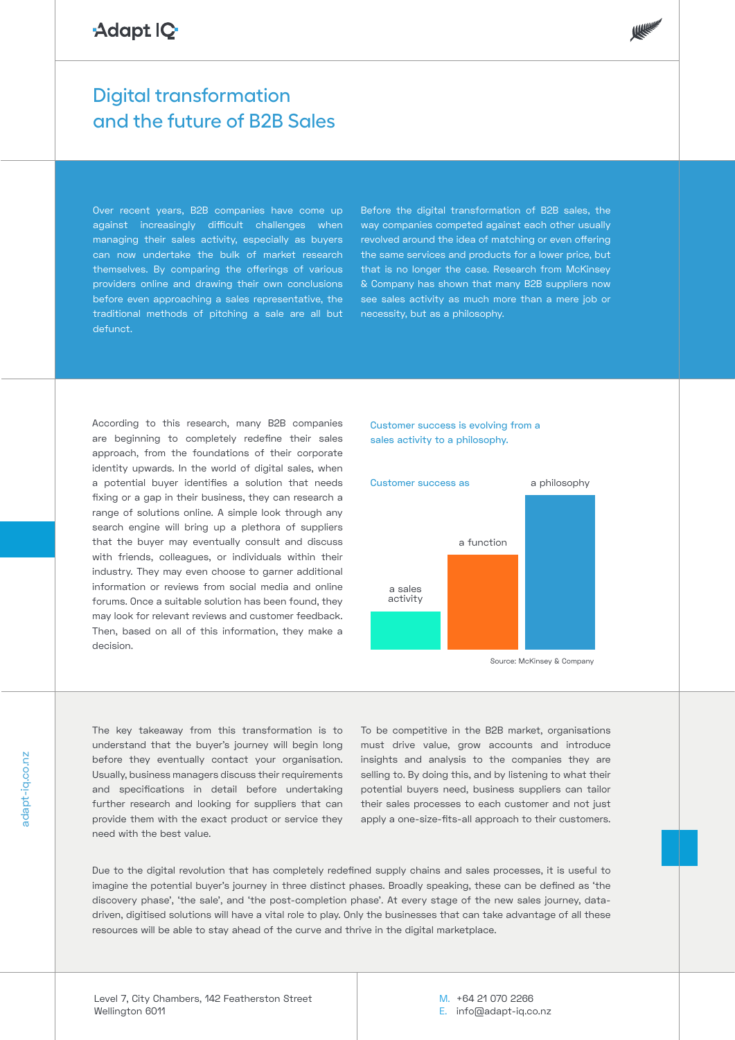Adapt IQ

# Digital transformation and the future of B2B Sales

Over recent years, B2B companies have come up against increasingly difficult challenges when managing their sales activity, especially as buyers can now undertake the bulk of market research themselves. By comparing the offerings of various providers online and drawing their own conclusions before even approaching a sales representative, the traditional methods of pitching a sale are all but defunct.

Before the digital transformation of B2B sales, the way companies competed against each other usually revolved around the idea of matching or even offering the same services and products for a lower price, but that is no longer the case. Research from McKinsey & Company has shown that many B2B suppliers now see sales activity as much more than a mere job or necessity, but as a philosophy.

According to this research, many B2B companies are beginning to completely redefine their sales approach, from the foundations of their corporate identity upwards. In the world of digital sales, when a potential buyer identifies a solution that needs fixing or a gap in their business, they can research a range of solutions online. A simple look through any search engine will bring up a plethora of suppliers that the buyer may eventually consult and discuss with friends, colleagues, or individuals within their industry. They may even choose to garner additional information or reviews from social media and online forums. Once a suitable solution has been found, they may look for relevant reviews and customer feedback. Then, based on all of this information, they make a decision.

Customer success is evolving from a sales activity to a philosophy.

Customer success as: a sales activity → a function → a philosophy

Source: McKinsey & Company

The key takeaway from this transformation is to understand that the buyer's journey will begin long before they eventually contact your organisation. Usually, business managers discuss their requirements and specifications in detail before undertaking further research and looking for suppliers that can provide them with the exact product or service they need with the best value.

To be competitive in the B2B market, organisations must drive value, grow accounts and introduce insights and analysis to the companies they are selling to. By doing this, and by listening to what their potential buyers need, business suppliers can tailor their sales processes to each customer and not just apply a one-size-fits-all approach to their customers.

Due to the digital revolution that has completely redefined supply chains and sales processes, it is useful to imagine the potential buyer's journey in three distinct phases. Broadly speaking, these can be defined as 'the discovery phase', 'the sale', and 'the post-completion phase'. At every stage of the new sales journey, data-driven, digitised solutions will have a vital role to play. Only the businesses that can take advantage of all these resources will be able to stay ahead of the curve and thrive in the digital marketplace.

Level 7, City Chambers, 142 Featherston Street
Wellington 6011

M. +64 21 070 2266
E. info@adapt-iq.co.nz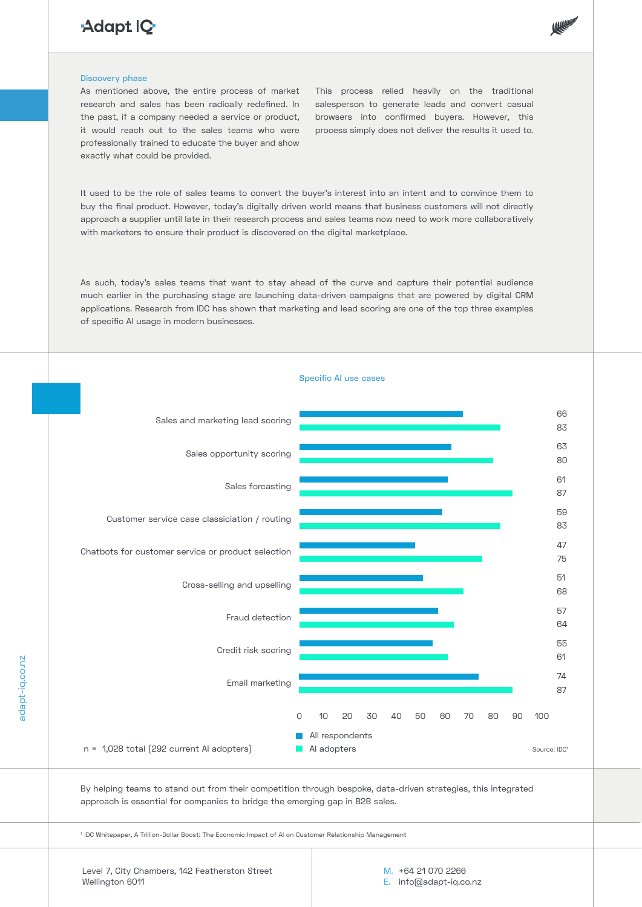## Discovery phase

As mentioned above, the entire process of market research and sales has been radically redefined. In the past, if a company needed a service or product, it would reach out to the sales teams who were professionally trained to educate the buyer and show exactly what could be provided.

This process relied heavily on the traditional salesperson to generate leads and convert casual browsers into confirmed buyers. However, this process simply does not deliver the results it used to.

It used to be the role of sales teams to convert the buyer's interest into an intent and to convince them to buy the final product. However, today's digitally driven world means that business customers will not directly approach a supplier until late in their research process and sales teams now need to work more collaboratively with marketers to ensure their product is discovered on the digital marketplace.

As such, today's sales teams that want to stay ahead of the curve and capture their potential audience much earlier in the purchasing stage are launching data-driven campaigns that are powered by digital CRM applications. Research from IDC has shown that marketing and lead scoring are one of the top three examples of specific AI usage in modern businesses.

### Specific AI use cases

| Use case | All respondents | AI adopters |
|---|---|---|
| Sales and marketing lead scoring | 66 | 83 |
| Sales opportunity scoring | 63 | 80 |
| Sales forcasting | 61 | 87 |
| Customer service case classiciation / routing | 59 | 83 |
| Chatbots for customer service or product selection | 47 | 75 |
| Cross-selling and upselling | 51 | 68 |
| Fraud detection | 57 | 64 |
| Credit risk scoring | 55 | 61 |
| Email marketing | 74 | 87 |

n = 1,028 total (292 current AI adopters)

Source: IDC[1]

By helping teams to stand out from their competition through bespoke, data-driven strategies, this integrated approach is essential for companies to bridge the emerging gap in B2B sales.

[1] IDC Whitepaper, A Trillion-Dollar Boost: The Economic Impact of AI on Customer Relationship Management

Level 7, City Chambers, 142 Featherston Street
Wellington 6011

M. +64 21 070 2266
E. info@adapt-iq.co.nz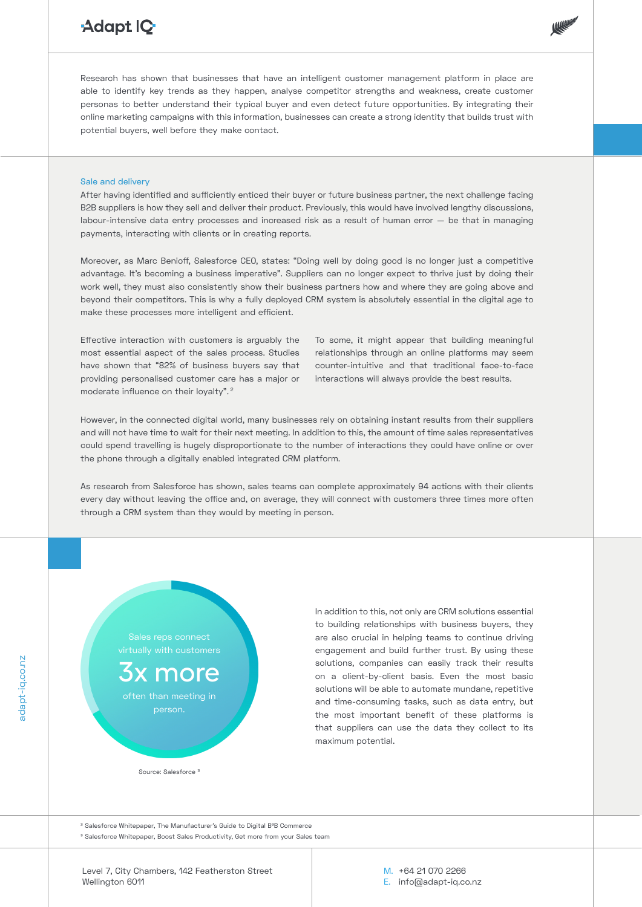Research has shown that businesses that have an intelligent customer management platform in place are able to identify key trends as they happen, analyse competitor strengths and weakness, create customer personas to better understand their typical buyer and even detect future opportunities. By integrating their online marketing campaigns with this information, businesses can create a strong identity that builds trust with potential buyers, well before they make contact.

## Sale and delivery

After having identified and sufficiently enticed their buyer or future business partner, the next challenge facing B2B suppliers is how they sell and deliver their product. Previously, this would have involved lengthy discussions, labour-intensive data entry processes and increased risk as a result of human error — be that in managing payments, interacting with clients or in creating reports.

Moreover, as Marc Benioff, Salesforce CEO, states: "Doing well by doing good is no longer just a competitive advantage. It's becoming a business imperative". Suppliers can no longer expect to thrive just by doing their work well, they must also consistently show their business partners how and where they are going above and beyond their competitors. This is why a fully deployed CRM system is absolutely essential in the digital age to make these processes more intelligent and efficient.

Effective interaction with customers is arguably the most essential aspect of the sales process. Studies have shown that "82% of business buyers say that providing personalised customer care has a major or moderate influence on their loyalty".[2]

To some, it might appear that building meaningful relationships through an online platforms may seem counter-intuitive and that traditional face-to-face interactions will always provide the best results.

However, in the connected digital world, many businesses rely on obtaining instant results from their suppliers and will not have time to wait for their next meeting. In addition to this, the amount of time sales representatives could spend travelling is hugely disproportionate to the number of interactions they could have online or over the phone through a digitally enabled integrated CRM platform.

As research from Salesforce has shown, sales teams can complete approximately 94 actions with their clients every day without leaving the office and, on average, they will connect with customers three times more often through a CRM system than they would by meeting in person.

Sales reps connect virtually with customers

**3x more**

often than meeting in person.

Source: Salesforce [3]

In addition to this, not only are CRM solutions essential to building relationships with business buyers, they are also crucial in helping teams to continue driving engagement and build further trust. By using these solutions, companies can easily track their results on a client-by-client basis. Even the most basic solutions will be able to automate mundane, repetitive and time-consuming tasks, such as data entry, but the most important benefit of these platforms is that suppliers can use the data they collect to its maximum potential.

[2] Salesforce Whitepaper, The Manufacturer's Guide to Digital B2B Commerce

[3] Salesforce Whitepaper, Boost Sales Productivity, Get more from your Sales team

Level 7, City Chambers, 142 Featherston Street
Wellington 6011

M. +64 21 070 2266
E. info@adapt-iq.co.nz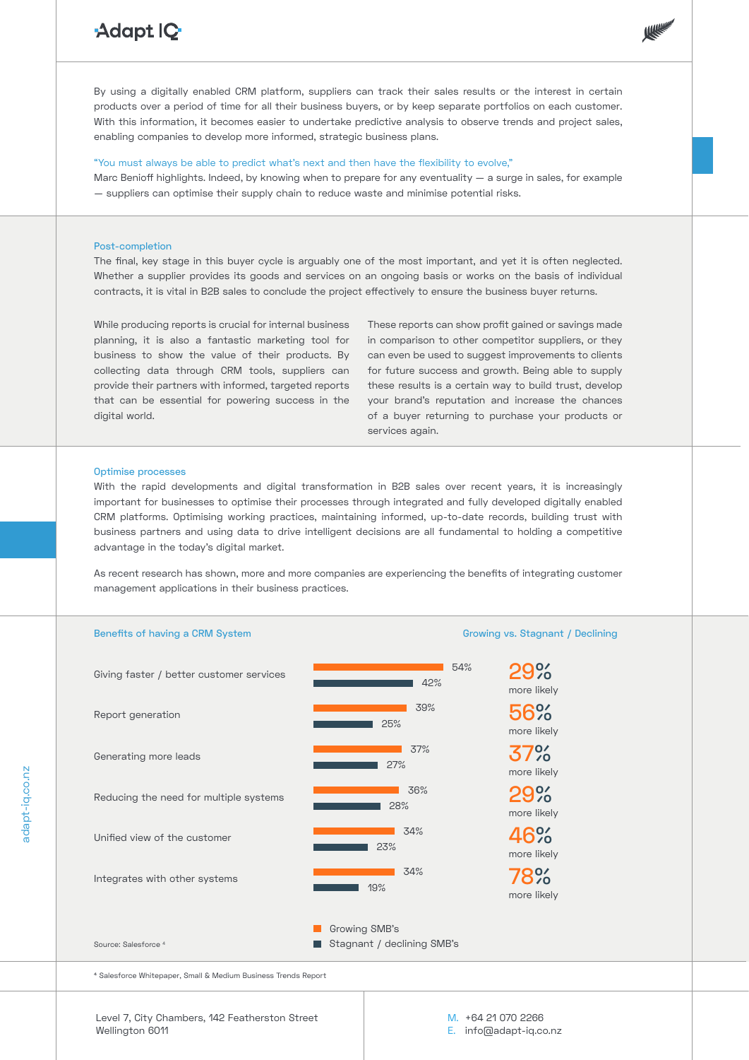By using a digitally enabled CRM platform, suppliers can track their sales results or the interest in certain products over a period of time for all their business buyers, or by keep separate portfolios on each customer. With this information, it becomes easier to undertake predictive analysis to observe trends and project sales, enabling companies to develop more informed, strategic business plans.

"You must always be able to predict what's next and then have the flexibility to evolve,"
Marc Benioff highlights. Indeed, by knowing when to prepare for any eventuality — a surge in sales, for example — suppliers can optimise their supply chain to reduce waste and minimise potential risks.

## Post-completion

The final, key stage in this buyer cycle is arguably one of the most important, and yet it is often neglected. Whether a supplier provides its goods and services on an ongoing basis or works on the basis of individual contracts, it is vital in B2B sales to conclude the project effectively to ensure the business buyer returns.

While producing reports is crucial for internal business planning, it is also a fantastic marketing tool for business to show the value of their products. By collecting data through CRM tools, suppliers can provide their partners with informed, targeted reports that can be essential for powering success in the digital world.

These reports can show profit gained or savings made in comparison to other competitor suppliers, or they can even be used to suggest improvements to clients for future success and growth. Being able to supply these results is a certain way to build trust, develop your brand's reputation and increase the chances of a buyer returning to purchase your products or services again.

## Optimise processes

With the rapid developments and digital transformation in B2B sales over recent years, it is increasingly important for businesses to optimise their processes through integrated and fully developed digitally enabled CRM platforms. Optimising working practices, maintaining informed, up-to-date records, building trust with business partners and using data to drive intelligent decisions are all fundamental to holding a competitive advantage in the today's digital market.

As recent research has shown, more and more companies are experiencing the benefits of integrating customer management applications in their business practices.

### Benefits of having a CRM System

| Benefit | Growing SMB's | Stagnant / declining SMB's | Growing vs. Stagnant / Declining |
|---|---|---|---|
| Giving faster / better customer services | 54% | 42% | 29% more likely |
| Report generation | 39% | 25% | 56% more likely |
| Generating more leads | 37% | 27% | 37% more likely |
| Reducing the need for multiple systems | 36% | 28% | 29% more likely |
| Unified view of the customer | 34% | 23% | 46% more likely |
| Integrates with other systems | 34% | 19% | 78% more likely |

Source: Salesforce [4]

[4] Salesforce Whitepaper, Small & Medium Business Trends Report

Level 7, City Chambers, 142 Featherston Street
Wellington 6011

M. +64 21 070 2266
E. info@adapt-iq.co.nz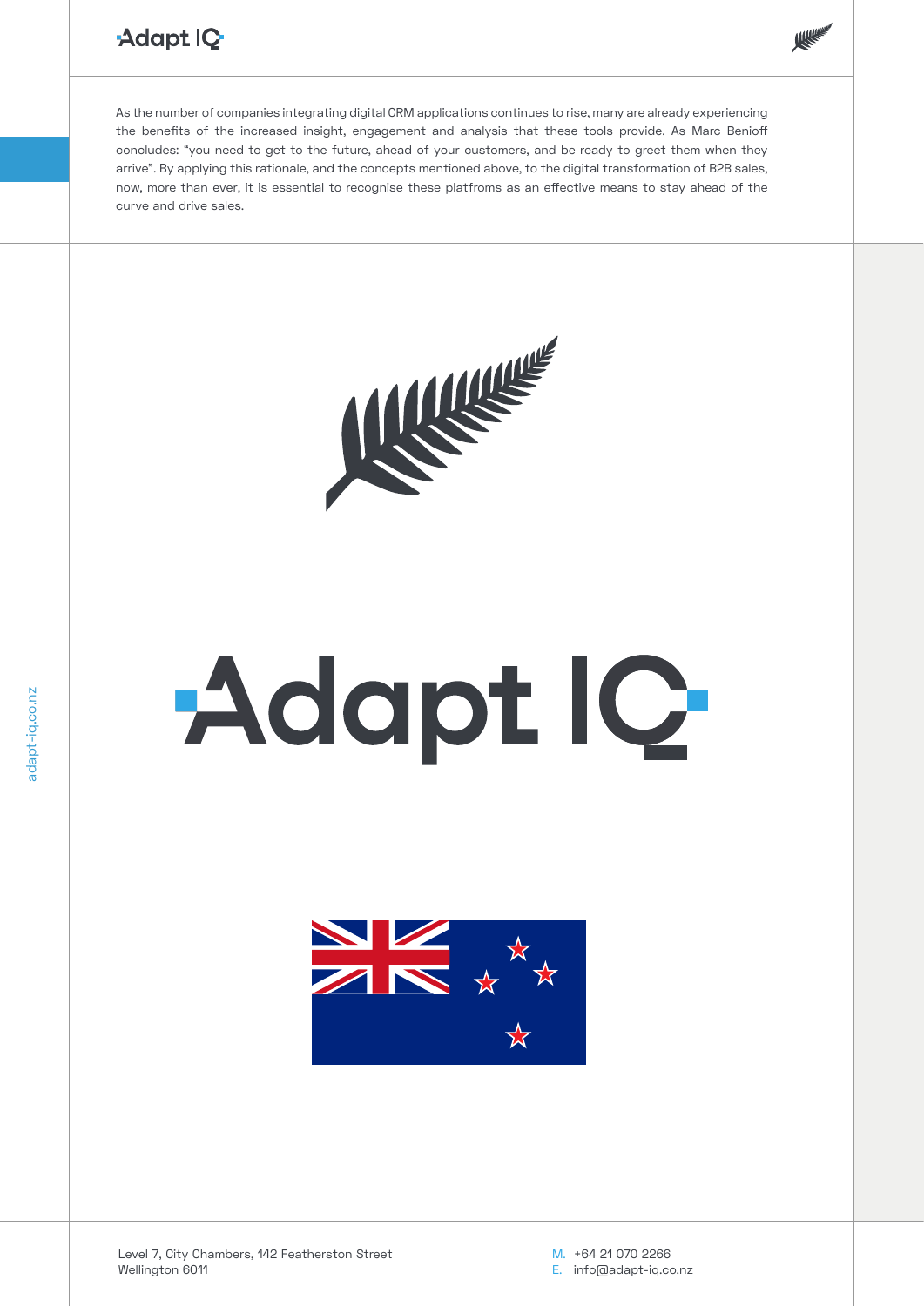As the number of companies integrating digital CRM applications continues to rise, many are already experiencing the benefits of the increased insight, engagement and analysis that these tools provide. As Marc Benioff concludes: "you need to get to the future, ahead of your customers, and be ready to greet them when they arrive". By applying this rationale, and the concepts mentioned above, to the digital transformation of B2B sales, now, more than ever, it is essential to recognise these platfroms as an effective means to stay ahead of the curve and drive sales.

Adapt IQ

Level 7, City Chambers, 142 Featherston Street
Wellington 6011

M. +64 21 070 2266
E. info@adapt-iq.co.nz